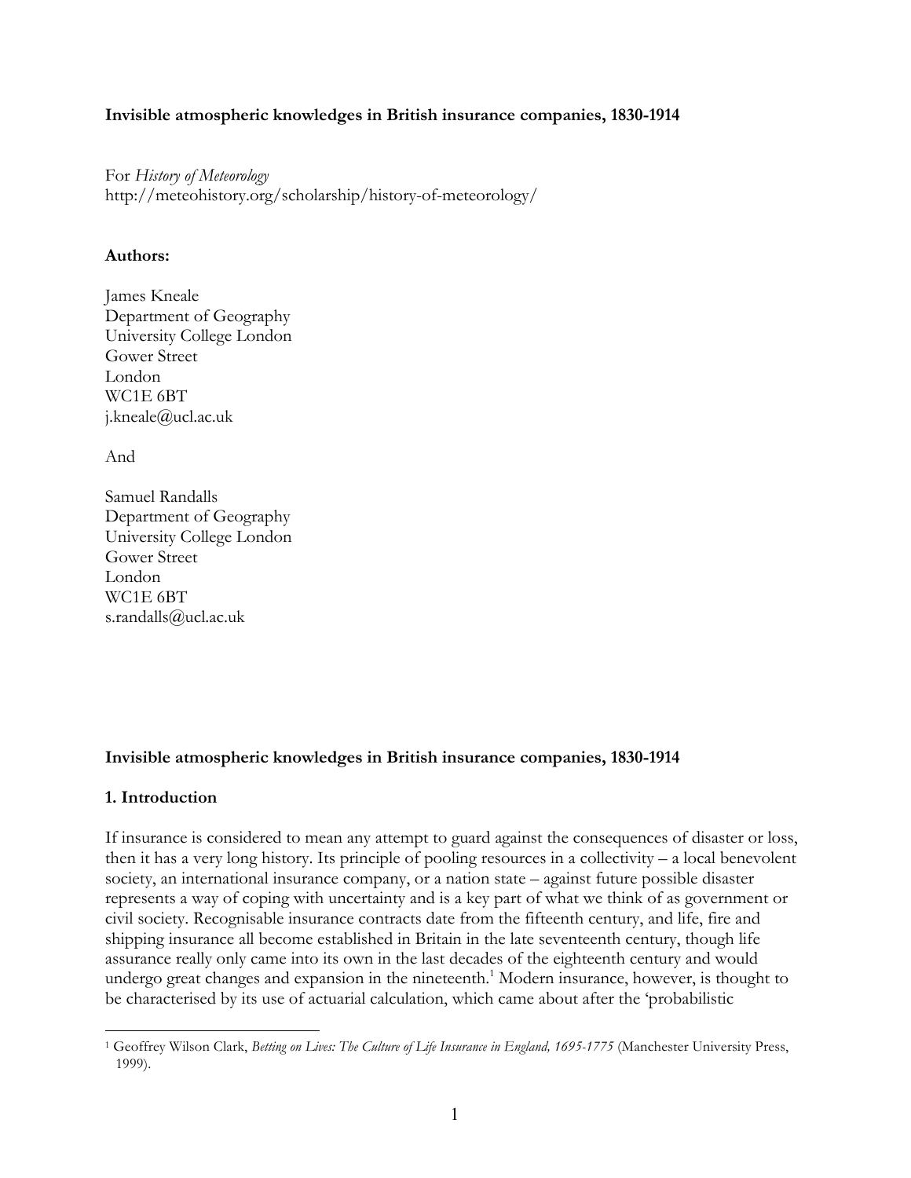**Invisible atmospheric knowledges in British insurance companies, 1830-1914**

For *History of Meteorology*
http://meteohistory.org/scholarship/history-of-meteorology/

**Authors:**

James Kneale
Department of Geography
University College London
Gower Street
London
WC1E 6BT
j.kneale@ucl.ac.uk

And

Samuel Randalls
Department of Geography
University College London
Gower Street
London
WC1E 6BT
s.randalls@ucl.ac.uk

# Invisible atmospheric knowledges in British insurance companies, 1830-1914

## 1. Introduction

If insurance is considered to mean any attempt to guard against the consequences of disaster or loss, then it has a very long history. Its principle of pooling resources in a collectivity – a local benevolent society, an international insurance company, or a nation state – against future possible disaster represents a way of coping with uncertainty and is a key part of what we think of as government or civil society. Recognisable insurance contracts date from the fifteenth century, and life, fire and shipping insurance all become established in Britain in the late seventeenth century, though life assurance really only came into its own in the last decades of the eighteenth century and would undergo great changes and expansion in the nineteenth.[1] Modern insurance, however, is thought to be characterised by its use of actuarial calculation, which came about after the 'probabilistic

[1] Geoffrey Wilson Clark, *Betting on Lives: The Culture of Life Insurance in England, 1695-1775* (Manchester University Press, 1999).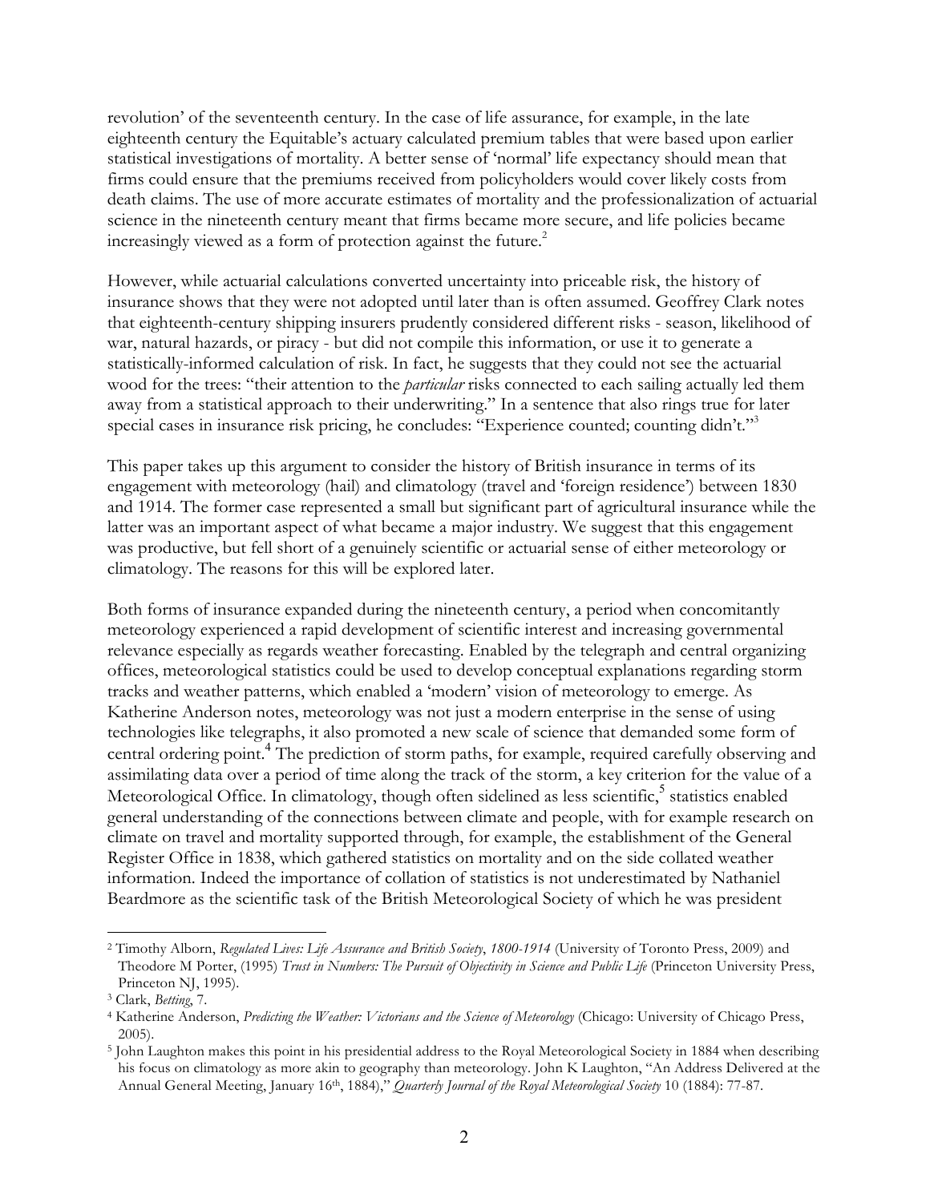revolution' of the seventeenth century. In the case of life assurance, for example, in the late eighteenth century the Equitable's actuary calculated premium tables that were based upon earlier statistical investigations of mortality. A better sense of 'normal' life expectancy should mean that firms could ensure that the premiums received from policyholders would cover likely costs from death claims. The use of more accurate estimates of mortality and the professionalization of actuarial science in the nineteenth century meant that firms became more secure, and life policies became increasingly viewed as a form of protection against the future.[2]

However, while actuarial calculations converted uncertainty into priceable risk, the history of insurance shows that they were not adopted until later than is often assumed. Geoffrey Clark notes that eighteenth-century shipping insurers prudently considered different risks - season, likelihood of war, natural hazards, or piracy - but did not compile this information, or use it to generate a statistically-informed calculation of risk. In fact, he suggests that they could not see the actuarial wood for the trees: "their attention to the *particular* risks connected to each sailing actually led them away from a statistical approach to their underwriting." In a sentence that also rings true for later special cases in insurance risk pricing, he concludes: "Experience counted; counting didn't."[3]

This paper takes up this argument to consider the history of British insurance in terms of its engagement with meteorology (hail) and climatology (travel and 'foreign residence') between 1830 and 1914. The former case represented a small but significant part of agricultural insurance while the latter was an important aspect of what became a major industry. We suggest that this engagement was productive, but fell short of a genuinely scientific or actuarial sense of either meteorology or climatology. The reasons for this will be explored later.

Both forms of insurance expanded during the nineteenth century, a period when concomitantly meteorology experienced a rapid development of scientific interest and increasing governmental relevance especially as regards weather forecasting. Enabled by the telegraph and central organizing offices, meteorological statistics could be used to develop conceptual explanations regarding storm tracks and weather patterns, which enabled a 'modern' vision of meteorology to emerge. As Katherine Anderson notes, meteorology was not just a modern enterprise in the sense of using technologies like telegraphs, it also promoted a new scale of science that demanded some form of central ordering point.[4] The prediction of storm paths, for example, required carefully observing and assimilating data over a period of time along the track of the storm, a key criterion for the value of a Meteorological Office. In climatology, though often sidelined as less scientific,[5] statistics enabled general understanding of the connections between climate and people, with for example research on climate on travel and mortality supported through, for example, the establishment of the General Register Office in 1838, which gathered statistics on mortality and on the side collated weather information. Indeed the importance of collation of statistics is not underestimated by Nathaniel Beardmore as the scientific task of the British Meteorological Society of which he was president

---

[2] Timothy Alborn, *Regulated Lives: Life Assurance and British Society, 1800-1914* (University of Toronto Press, 2009) and Theodore M Porter, (1995) *Trust in Numbers: The Pursuit of Objectivity in Science and Public Life* (Princeton University Press, Princeton NJ, 1995).

[3] Clark, *Betting*, 7.

[4] Katherine Anderson, *Predicting the Weather: Victorians and the Science of Meteorology* (Chicago: University of Chicago Press, 2005).

[5] John Laughton makes this point in his presidential address to the Royal Meteorological Society in 1884 when describing his focus on climatology as more akin to geography than meteorology. John K Laughton, "An Address Delivered at the Annual General Meeting, January 16th, 1884)," *Quarterly Journal of the Royal Meteorological Society* 10 (1884): 77-87.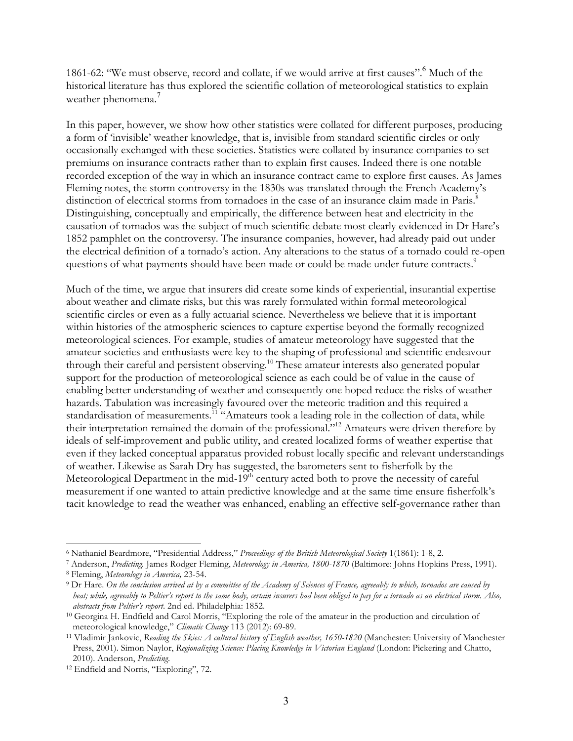1861-62: "We must observe, record and collate, if we would arrive at first causes".[6] Much of the historical literature has thus explored the scientific collation of meteorological statistics to explain weather phenomena.[7]

In this paper, however, we show how other statistics were collated for different purposes, producing a form of 'invisible' weather knowledge, that is, invisible from standard scientific circles or only occasionally exchanged with these societies. Statistics were collated by insurance companies to set premiums on insurance contracts rather than to explain first causes. Indeed there is one notable recorded exception of the way in which an insurance contract came to explore first causes. As James Fleming notes, the storm controversy in the 1830s was translated through the French Academy's distinction of electrical storms from tornadoes in the case of an insurance claim made in Paris.[8] Distinguishing, conceptually and empirically, the difference between heat and electricity in the causation of tornados was the subject of much scientific debate most clearly evidenced in Dr Hare's 1852 pamphlet on the controversy. The insurance companies, however, had already paid out under the electrical definition of a tornado's action. Any alterations to the status of a tornado could re-open questions of what payments should have been made or could be made under future contracts.[9]

Much of the time, we argue that insurers did create some kinds of experiential, insurantial expertise about weather and climate risks, but this was rarely formulated within formal meteorological scientific circles or even as a fully actuarial science. Nevertheless we believe that it is important within histories of the atmospheric sciences to capture expertise beyond the formally recognized meteorological sciences. For example, studies of amateur meteorology have suggested that the amateur societies and enthusiasts were key to the shaping of professional and scientific endeavour through their careful and persistent observing.[10] These amateur interests also generated popular support for the production of meteorological science as each could be of value in the cause of enabling better understanding of weather and consequently one hoped reduce the risks of weather hazards. Tabulation was increasingly favoured over the meteoric tradition and this required a standardisation of measurements.[11] "Amateurs took a leading role in the collection of data, while their interpretation remained the domain of the professional."[12] Amateurs were driven therefore by ideals of self-improvement and public utility, and created localized forms of weather expertise that even if they lacked conceptual apparatus provided robust locally specific and relevant understandings of weather. Likewise as Sarah Dry has suggested, the barometers sent to fisherfolk by the Meteorological Department in the mid-19th century acted both to prove the necessity of careful measurement if one wanted to attain predictive knowledge and at the same time ensure fisherfolk's tacit knowledge to read the weather was enhanced, enabling an effective self-governance rather than

---

[6] Nathaniel Beardmore, "Presidential Address," *Proceedings of the British Meteorological Society* 1(1861): 1-8, 2.

[7] Anderson, *Predicting*. James Rodger Fleming, *Meteorology in America, 1800-1870* (Baltimore: Johns Hopkins Press, 1991).

[8] Fleming, *Meteorology in America,* 23-54.

[9] Dr Hare. *On the conclusion arrived at by a committee of the Academy of Sciences of France, agreeably to which, tornados are caused by heat; while, agreeably to Peltier's report to the same body, certain insurers had been obliged to pay for a tornado as an electrical storm. Also, abstracts from Peltier's report*. 2nd ed. Philadelphia: 1852.

[10] Georgina H. Endfield and Carol Morris, "Exploring the role of the amateur in the production and circulation of meteorological knowledge," *Climatic Change* 113 (2012): 69-89.

[11] Vladimir Jankovic, *Reading the Skies: A cultural history of English weather, 1650-1820* (Manchester: University of Manchester Press, 2001). Simon Naylor, *Regionalizing Science: Placing Knowledge in Victorian England* (London: Pickering and Chatto, 2010). Anderson, *Predicting*.

[12] Endfield and Norris, "Exploring", 72.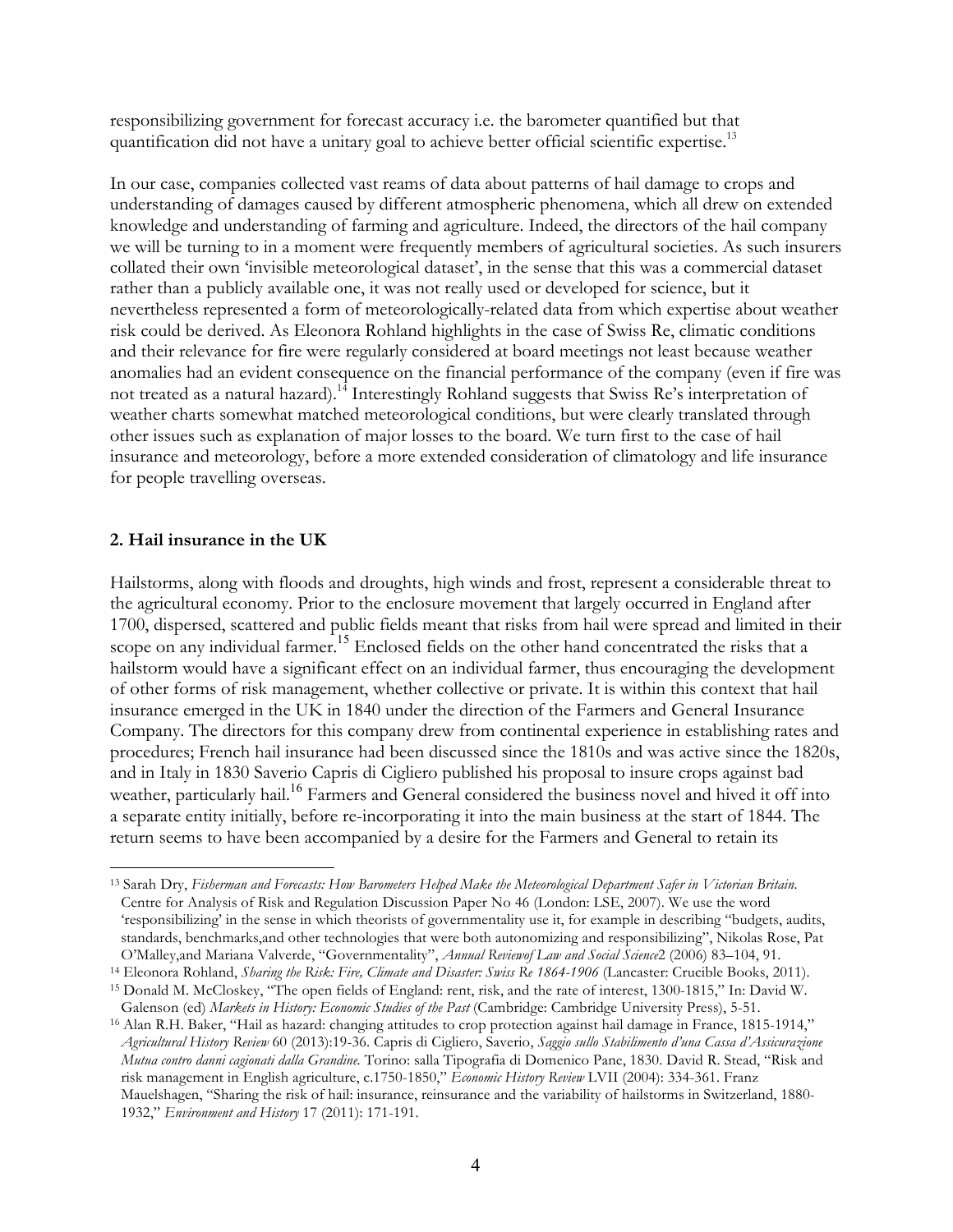responsibilizing government for forecast accuracy i.e. the barometer quantified but that quantification did not have a unitary goal to achieve better official scientific expertise.[13]

In our case, companies collected vast reams of data about patterns of hail damage to crops and understanding of damages caused by different atmospheric phenomena, which all drew on extended knowledge and understanding of farming and agriculture. Indeed, the directors of the hail company we will be turning to in a moment were frequently members of agricultural societies. As such insurers collated their own 'invisible meteorological dataset', in the sense that this was a commercial dataset rather than a publicly available one, it was not really used or developed for science, but it nevertheless represented a form of meteorologically-related data from which expertise about weather risk could be derived. As Eleonora Rohland highlights in the case of Swiss Re, climatic conditions and their relevance for fire were regularly considered at board meetings not least because weather anomalies had an evident consequence on the financial performance of the company (even if fire was not treated as a natural hazard).[14] Interestingly Rohland suggests that Swiss Re's interpretation of weather charts somewhat matched meteorological conditions, but were clearly translated through other issues such as explanation of major losses to the board. We turn first to the case of hail insurance and meteorology, before a more extended consideration of climatology and life insurance for people travelling overseas.

## 2. Hail insurance in the UK

Hailstorms, along with floods and droughts, high winds and frost, represent a considerable threat to the agricultural economy. Prior to the enclosure movement that largely occurred in England after 1700, dispersed, scattered and public fields meant that risks from hail were spread and limited in their scope on any individual farmer.[15] Enclosed fields on the other hand concentrated the risks that a hailstorm would have a significant effect on an individual farmer, thus encouraging the development of other forms of risk management, whether collective or private. It is within this context that hail insurance emerged in the UK in 1840 under the direction of the Farmers and General Insurance Company. The directors for this company drew from continental experience in establishing rates and procedures; French hail insurance had been discussed since the 1810s and was active since the 1820s, and in Italy in 1830 Saverio Capris di Cigliero published his proposal to insure crops against bad weather, particularly hail.[16] Farmers and General considered the business novel and hived it off into a separate entity initially, before re-incorporating it into the main business at the start of 1844. The return seems to have been accompanied by a desire for the Farmers and General to retain its

---

[13] Sarah Dry, *Fisherman and Forecasts: How Barometers Helped Make the Meteorological Department Safer in Victorian Britain*. Centre for Analysis of Risk and Regulation Discussion Paper No 46 (London: LSE, 2007). We use the word 'responsibilizing' in the sense in which theorists of governmentality use it, for example in describing "budgets, audits, standards, benchmarks,and other technologies that were both autonomizing and responsibilizing", Nikolas Rose, Pat O'Malley,and Mariana Valverde, "Governmentality", *Annual Reviewof Law and Social Science*2 (2006) 83–104, 91.

[14] Eleonora Rohland, *Sharing the Risk: Fire, Climate and Disaster: Swiss Re 1864-1906* (Lancaster: Crucible Books, 2011).

[15] Donald M. McCloskey, "The open fields of England: rent, risk, and the rate of interest, 1300-1815," In: David W. Galenson (ed) *Markets in History: Economic Studies of the Past* (Cambridge: Cambridge University Press), 5-51.

[16] Alan R.H. Baker, "Hail as hazard: changing attitudes to crop protection against hail damage in France, 1815-1914," *Agricultural History Review* 60 (2013):19-36. Capris di Cigliero, Saverio, *Saggio sullo Stabilimento d'una Cassa d'Assicurazione Mutua contro danni cagionati dalla Grandine.* Torino: salla Tipografia di Domenico Pane, 1830. David R. Stead, "Risk and risk management in English agriculture, c.1750-1850," *Economic History Review* LVII (2004): 334-361. Franz Mauelshagen, "Sharing the risk of hail: insurance, reinsurance and the variability of hailstorms in Switzerland, 1880-1932," *Environment and History* 17 (2011): 171-191.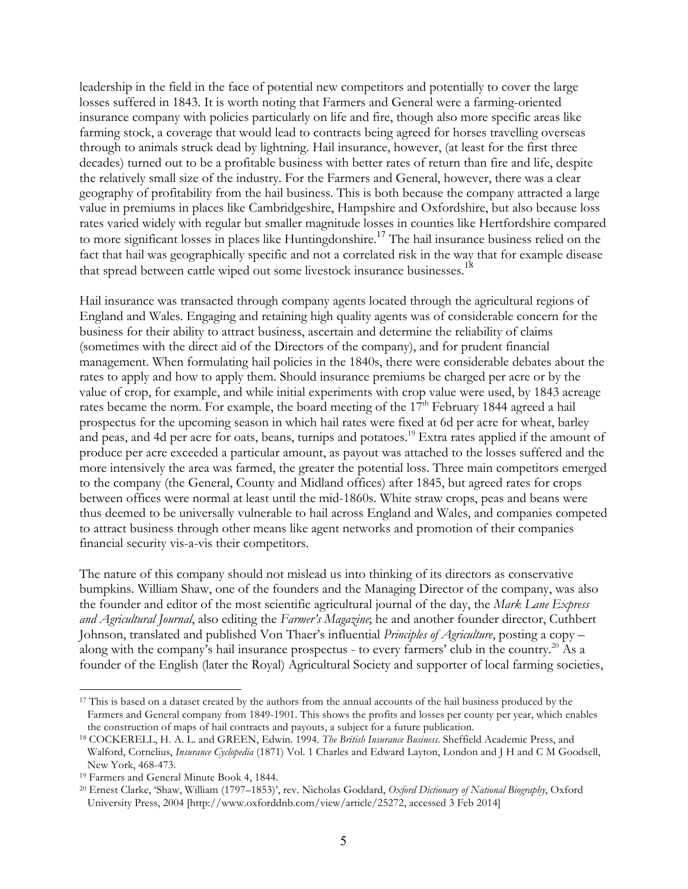leadership in the field in the face of potential new competitors and potentially to cover the large losses suffered in 1843. It is worth noting that Farmers and General were a farming-oriented insurance company with policies particularly on life and fire, though also more specific areas like farming stock, a coverage that would lead to contracts being agreed for horses travelling overseas through to animals struck dead by lightning. Hail insurance, however, (at least for the first three decades) turned out to be a profitable business with better rates of return than fire and life, despite the relatively small size of the industry. For the Farmers and General, however, there was a clear geography of profitability from the hail business. This is both because the company attracted a large value in premiums in places like Cambridgeshire, Hampshire and Oxfordshire, but also because loss rates varied widely with regular but smaller magnitude losses in counties like Hertfordshire compared to more significant losses in places like Huntingdonshire.[17] The hail insurance business relied on the fact that hail was geographically specific and not a correlated risk in the way that for example disease that spread between cattle wiped out some livestock insurance businesses.[18]

Hail insurance was transacted through company agents located through the agricultural regions of England and Wales. Engaging and retaining high quality agents was of considerable concern for the business for their ability to attract business, ascertain and determine the reliability of claims (sometimes with the direct aid of the Directors of the company), and for prudent financial management. When formulating hail policies in the 1840s, there were considerable debates about the rates to apply and how to apply them. Should insurance premiums be charged per acre or by the value of crop, for example, and while initial experiments with crop value were used, by 1843 acreage rates became the norm. For example, the board meeting of the 17th February 1844 agreed a hail prospectus for the upcoming season in which hail rates were fixed at 6d per acre for wheat, barley and peas, and 4d per acre for oats, beans, turnips and potatoes.[19] Extra rates applied if the amount of produce per acre exceeded a particular amount, as payout was attached to the losses suffered and the more intensively the area was farmed, the greater the potential loss. Three main competitors emerged to the company (the General, County and Midland offices) after 1845, but agreed rates for crops between offices were normal at least until the mid-1860s. White straw crops, peas and beans were thus deemed to be universally vulnerable to hail across England and Wales, and companies competed to attract business through other means like agent networks and promotion of their companies financial security vis-a-vis their competitors.

The nature of this company should not mislead us into thinking of its directors as conservative bumpkins. William Shaw, one of the founders and the Managing Director of the company, was also the founder and editor of the most scientific agricultural journal of the day, the *Mark Lane Express and Agricultural Journal*, also editing the *Farmer's Magazine*; he and another founder director, Cuthbert Johnson, translated and published Von Thaer's influential *Principles of Agriculture*, posting a copy – along with the company's hail insurance prospectus - to every farmers' club in the country.[20] As a founder of the English (later the Royal) Agricultural Society and supporter of local farming societies,

---

[17] This is based on a dataset created by the authors from the annual accounts of the hail business produced by the Farmers and General company from 1849-1901. This shows the profits and losses per county per year, which enables the construction of maps of hail contracts and payouts, a subject for a future publication.

[18] COCKERELL, H. A. L. and GREEN, Edwin. 1994. *The British Insurance Business*. Sheffield Academic Press, and Walford, Cornelius, *Insurance Cyclopedia* (1871) Vol. 1 Charles and Edward Layton, London and J H and C M Goodsell, New York, 468-473.

[19] Farmers and General Minute Book 4, 1844.

[20] Ernest Clarke, 'Shaw, William (1797–1853)', rev. Nicholas Goddard, *Oxford Dictionary of National Biography*, Oxford University Press, 2004 [http://www.oxforddnb.com/view/article/25272, accessed 3 Feb 2014]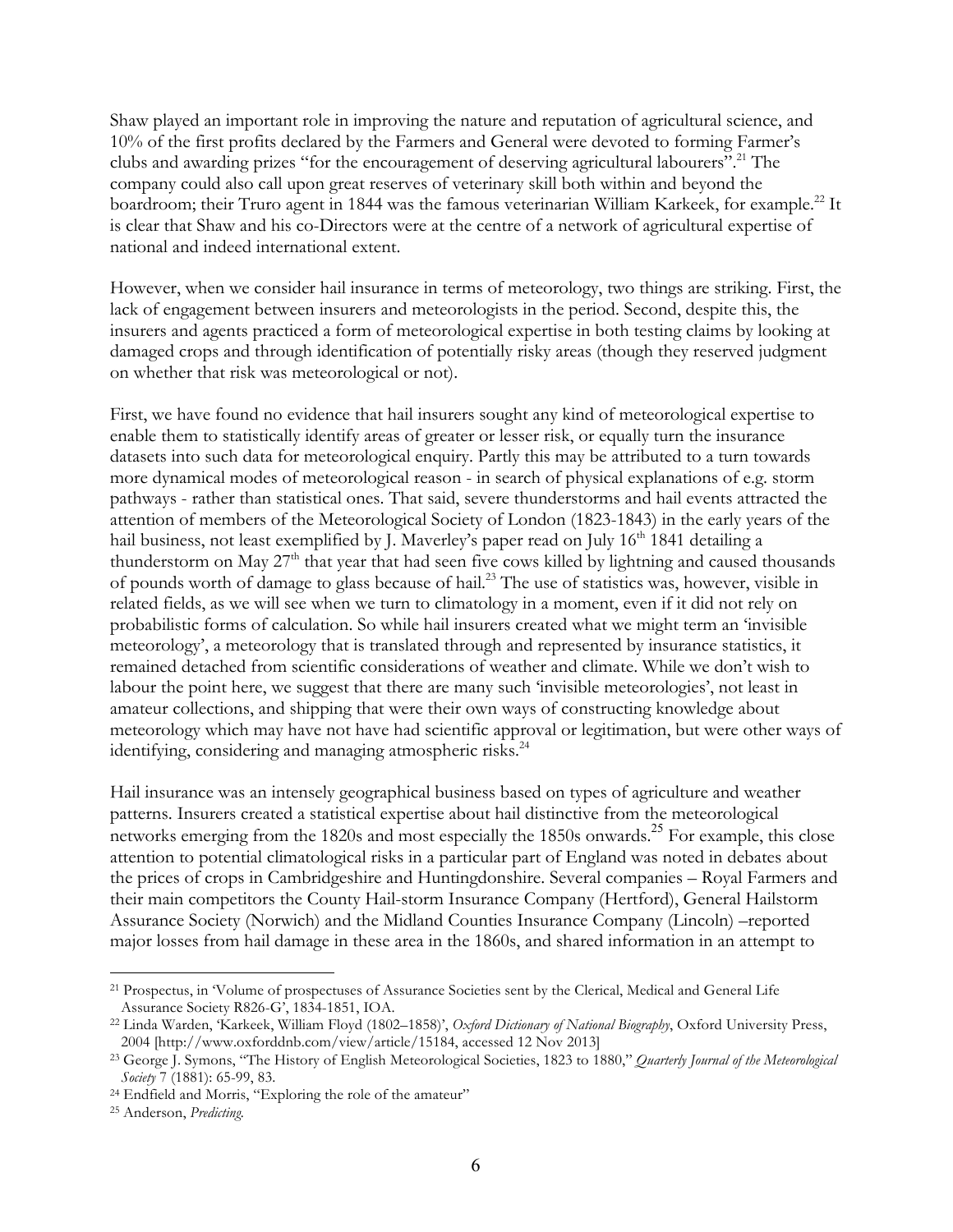Shaw played an important role in improving the nature and reputation of agricultural science, and 10% of the first profits declared by the Farmers and General were devoted to forming Farmer's clubs and awarding prizes "for the encouragement of deserving agricultural labourers".[21] The company could also call upon great reserves of veterinary skill both within and beyond the boardroom; their Truro agent in 1844 was the famous veterinarian William Karkeek, for example.[22] It is clear that Shaw and his co-Directors were at the centre of a network of agricultural expertise of national and indeed international extent.

However, when we consider hail insurance in terms of meteorology, two things are striking. First, the lack of engagement between insurers and meteorologists in the period. Second, despite this, the insurers and agents practiced a form of meteorological expertise in both testing claims by looking at damaged crops and through identification of potentially risky areas (though they reserved judgment on whether that risk was meteorological or not).

First, we have found no evidence that hail insurers sought any kind of meteorological expertise to enable them to statistically identify areas of greater or lesser risk, or equally turn the insurance datasets into such data for meteorological enquiry. Partly this may be attributed to a turn towards more dynamical modes of meteorological reason - in search of physical explanations of e.g. storm pathways - rather than statistical ones. That said, severe thunderstorms and hail events attracted the attention of members of the Meteorological Society of London (1823-1843) in the early years of the hail business, not least exemplified by J. Maverley's paper read on July 16th 1841 detailing a thunderstorm on May 27th that year that had seen five cows killed by lightning and caused thousands of pounds worth of damage to glass because of hail.[23] The use of statistics was, however, visible in related fields, as we will see when we turn to climatology in a moment, even if it did not rely on probabilistic forms of calculation. So while hail insurers created what we might term an 'invisible meteorology', a meteorology that is translated through and represented by insurance statistics, it remained detached from scientific considerations of weather and climate. While we don't wish to labour the point here, we suggest that there are many such 'invisible meteorologies', not least in amateur collections, and shipping that were their own ways of constructing knowledge about meteorology which may have not have had scientific approval or legitimation, but were other ways of identifying, considering and managing atmospheric risks.[24]

Hail insurance was an intensely geographical business based on types of agriculture and weather patterns. Insurers created a statistical expertise about hail distinctive from the meteorological networks emerging from the 1820s and most especially the 1850s onwards.[25] For example, this close attention to potential climatological risks in a particular part of England was noted in debates about the prices of crops in Cambridgeshire and Huntingdonshire. Several companies – Royal Farmers and their main competitors the County Hail-storm Insurance Company (Hertford), General Hailstorm Assurance Society (Norwich) and the Midland Counties Insurance Company (Lincoln) –reported major losses from hail damage in these area in the 1860s, and shared information in an attempt to

---

[21] Prospectus, in 'Volume of prospectuses of Assurance Societies sent by the Clerical, Medical and General Life Assurance Society R826-G', 1834-1851, IOA.

[22] Linda Warden, 'Karkeek, William Floyd (1802–1858)', *Oxford Dictionary of National Biography*, Oxford University Press, 2004 [http://www.oxforddnb.com/view/article/15184, accessed 12 Nov 2013]

[23] George J. Symons, "The History of English Meteorological Societies, 1823 to 1880," *Quarterly Journal of the Meteorological Society* 7 (1881): 65-99, 83.

[24] Endfield and Morris, "Exploring the role of the amateur"

[25] Anderson, *Predicting.*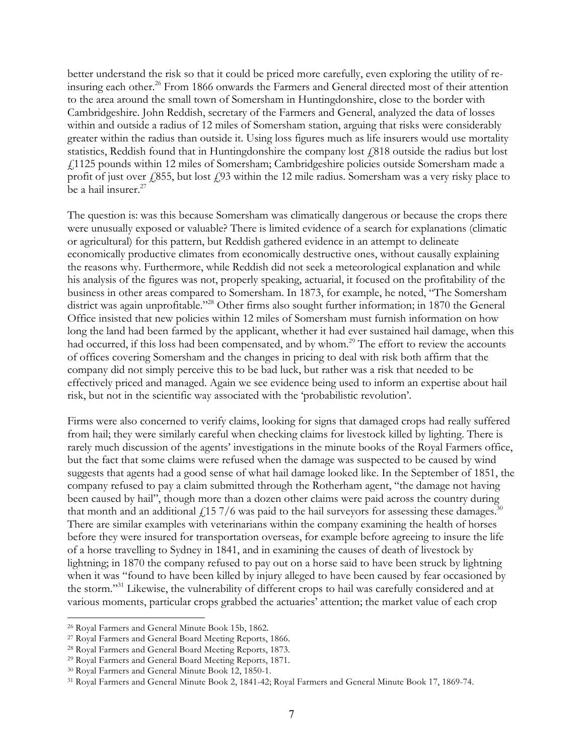better understand the risk so that it could be priced more carefully, even exploring the utility of re-insuring each other.[26] From 1866 onwards the Farmers and General directed most of their attention to the area around the small town of Somersham in Huntingdonshire, close to the border with Cambridgeshire. John Reddish, secretary of the Farmers and General, analyzed the data of losses within and outside a radius of 12 miles of Somersham station, arguing that risks were considerably greater within the radius than outside it. Using loss figures much as life insurers would use mortality statistics, Reddish found that in Huntingdonshire the company lost £818 outside the radius but lost £1125 pounds within 12 miles of Somersham; Cambridgeshire policies outside Somersham made a profit of just over £855, but lost £93 within the 12 mile radius. Somersham was a very risky place to be a hail insurer.[27]

The question is: was this because Somersham was climatically dangerous or because the crops there were unusually exposed or valuable? There is limited evidence of a search for explanations (climatic or agricultural) for this pattern, but Reddish gathered evidence in an attempt to delineate economically productive climates from economically destructive ones, without causally explaining the reasons why. Furthermore, while Reddish did not seek a meteorological explanation and while his analysis of the figures was not, properly speaking, actuarial, it focused on the profitability of the business in other areas compared to Somersham. In 1873, for example, he noted, "The Somersham district was again unprofitable."[28] Other firms also sought further information; in 1870 the General Office insisted that new policies within 12 miles of Somersham must furnish information on how long the land had been farmed by the applicant, whether it had ever sustained hail damage, when this had occurred, if this loss had been compensated, and by whom.[29] The effort to review the accounts of offices covering Somersham and the changes in pricing to deal with risk both affirm that the company did not simply perceive this to be bad luck, but rather was a risk that needed to be effectively priced and managed. Again we see evidence being used to inform an expertise about hail risk, but not in the scientific way associated with the 'probabilistic revolution'.

Firms were also concerned to verify claims, looking for signs that damaged crops had really suffered from hail; they were similarly careful when checking claims for livestock killed by lighting. There is rarely much discussion of the agents' investigations in the minute books of the Royal Farmers office, but the fact that some claims were refused when the damage was suspected to be caused by wind suggests that agents had a good sense of what hail damage looked like. In the September of 1851, the company refused to pay a claim submitted through the Rotherham agent, "the damage not having been caused by hail", though more than a dozen other claims were paid across the country during that month and an additional £15 7/6 was paid to the hail surveyors for assessing these damages.[30] There are similar examples with veterinarians within the company examining the health of horses before they were insured for transportation overseas, for example before agreeing to insure the life of a horse travelling to Sydney in 1841, and in examining the causes of death of livestock by lightning; in 1870 the company refused to pay out on a horse said to have been struck by lightning when it was "found to have been killed by injury alleged to have been caused by fear occasioned by the storm."[31] Likewise, the vulnerability of different crops to hail was carefully considered and at various moments, particular crops grabbed the actuaries' attention; the market value of each crop

---

[26] Royal Farmers and General Minute Book 15b, 1862.

[27] Royal Farmers and General Board Meeting Reports, 1866.

[28] Royal Farmers and General Board Meeting Reports, 1873.

[29] Royal Farmers and General Board Meeting Reports, 1871.

[30] Royal Farmers and General Minute Book 12, 1850-1.

[31] Royal Farmers and General Minute Book 2, 1841-42; Royal Farmers and General Minute Book 17, 1869-74.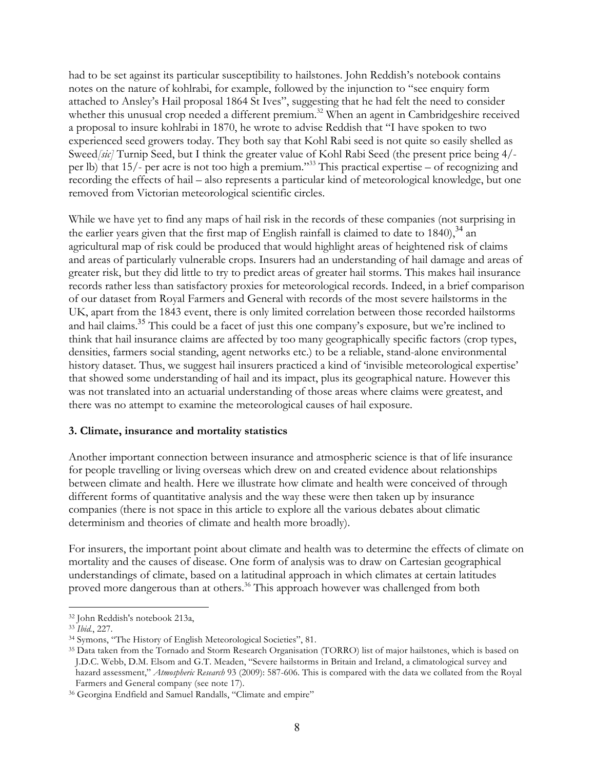had to be set against its particular susceptibility to hailstones. John Reddish's notebook contains notes on the nature of kohlrabi, for example, followed by the injunction to "see enquiry form attached to Ansley's Hail proposal 1864 St Ives", suggesting that he had felt the need to consider whether this unusual crop needed a different premium.[32] When an agent in Cambridgeshire received a proposal to insure kohlrabi in 1870, he wrote to advise Reddish that "I have spoken to two experienced seed growers today. They both say that Kohl Rabi seed is not quite so easily shelled as Sweed*[sic]* Turnip Seed, but I think the greater value of Kohl Rabi Seed (the present price being 4/- per lb) that 15/- per acre is not too high a premium."[33] This practical expertise – of recognizing and recording the effects of hail – also represents a particular kind of meteorological knowledge, but one removed from Victorian meteorological scientific circles.

While we have yet to find any maps of hail risk in the records of these companies (not surprising in the earlier years given that the first map of English rainfall is claimed to date to 1840),[34] an agricultural map of risk could be produced that would highlight areas of heightened risk of claims and areas of particularly vulnerable crops. Insurers had an understanding of hail damage and areas of greater risk, but they did little to try to predict areas of greater hail storms. This makes hail insurance records rather less than satisfactory proxies for meteorological records. Indeed, in a brief comparison of our dataset from Royal Farmers and General with records of the most severe hailstorms in the UK, apart from the 1843 event, there is only limited correlation between those recorded hailstorms and hail claims.[35] This could be a facet of just this one company's exposure, but we're inclined to think that hail insurance claims are affected by too many geographically specific factors (crop types, densities, farmers social standing, agent networks etc.) to be a reliable, stand-alone environmental history dataset. Thus, we suggest hail insurers practiced a kind of 'invisible meteorological expertise' that showed some understanding of hail and its impact, plus its geographical nature. However this was not translated into an actuarial understanding of those areas where claims were greatest, and there was no attempt to examine the meteorological causes of hail exposure.

### 3. Climate, insurance and mortality statistics

Another important connection between insurance and atmospheric science is that of life insurance for people travelling or living overseas which drew on and created evidence about relationships between climate and health. Here we illustrate how climate and health were conceived of through different forms of quantitative analysis and the way these were then taken up by insurance companies (there is not space in this article to explore all the various debates about climatic determinism and theories of climate and health more broadly).

For insurers, the important point about climate and health was to determine the effects of climate on mortality and the causes of disease. One form of analysis was to draw on Cartesian geographical understandings of climate, based on a latitudinal approach in which climates at certain latitudes proved more dangerous than at others.[36] This approach however was challenged from both

---

[32] John Reddish's notebook 213a,

[33] *Ibid.*, 227.

[34] Symons, "The History of English Meteorological Societies", 81.

[35] Data taken from the Tornado and Storm Research Organisation (TORRO) list of major hailstones, which is based on J.D.C. Webb, D.M. Elsom and G.T. Meaden, "Severe hailstorms in Britain and Ireland, a climatological survey and hazard assessment," *Atmospheric Research* 93 (2009): 587-606. This is compared with the data we collated from the Royal Farmers and General company (see note 17).

[36] Georgina Endfield and Samuel Randalls, "Climate and empire"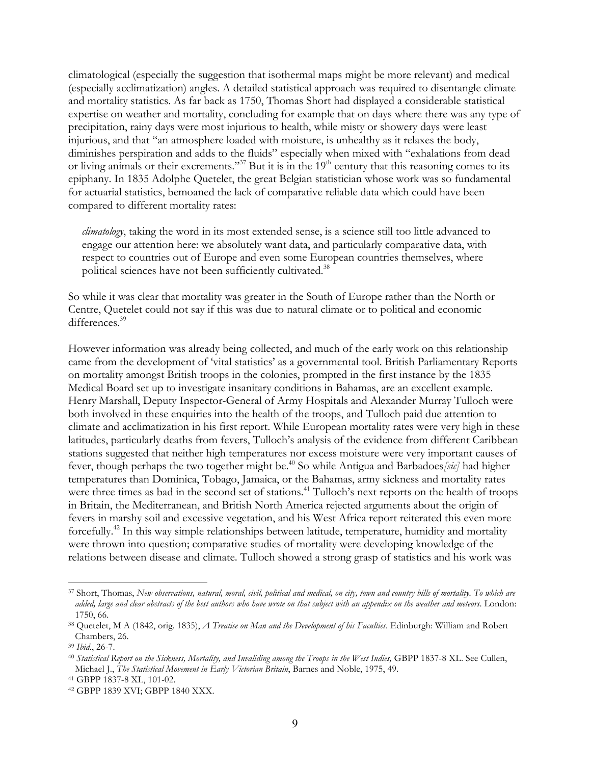climatological (especially the suggestion that isothermal maps might be more relevant) and medical (especially acclimatization) angles. A detailed statistical approach was required to disentangle climate and mortality statistics. As far back as 1750, Thomas Short had displayed a considerable statistical expertise on weather and mortality, concluding for example that on days where there was any type of precipitation, rainy days were most injurious to health, while misty or showery days were least injurious, and that "an atmosphere loaded with moisture, is unhealthy as it relaxes the body, diminishes perspiration and adds to the fluids" especially when mixed with "exhalations from dead or living animals or their excrements."[37] But it is in the 19th century that this reasoning comes to its epiphany. In 1835 Adolphe Quetelet, the great Belgian statistician whose work was so fundamental for actuarial statistics, bemoaned the lack of comparative reliable data which could have been compared to different mortality rates:

> *climatology*, taking the word in its most extended sense, is a science still too little advanced to engage our attention here: we absolutely want data, and particularly comparative data, with respect to countries out of Europe and even some European countries themselves, where political sciences have not been sufficiently cultivated.[38]

So while it was clear that mortality was greater in the South of Europe rather than the North or Centre, Quetelet could not say if this was due to natural climate or to political and economic differences.[39]

However information was already being collected, and much of the early work on this relationship came from the development of 'vital statistics' as a governmental tool. British Parliamentary Reports on mortality amongst British troops in the colonies, prompted in the first instance by the 1835 Medical Board set up to investigate insanitary conditions in Bahamas, are an excellent example. Henry Marshall, Deputy Inspector-General of Army Hospitals and Alexander Murray Tulloch were both involved in these enquiries into the health of the troops, and Tulloch paid due attention to climate and acclimatization in his first report. While European mortality rates were very high in these latitudes, particularly deaths from fevers, Tulloch's analysis of the evidence from different Caribbean stations suggested that neither high temperatures nor excess moisture were very important causes of fever, though perhaps the two together might be.[40] So while Antigua and Barbadoes*[sic]* had higher temperatures than Dominica, Tobago, Jamaica, or the Bahamas, army sickness and mortality rates were three times as bad in the second set of stations.[41] Tulloch's next reports on the health of troops in Britain, the Mediterranean, and British North America rejected arguments about the origin of fevers in marshy soil and excessive vegetation, and his West Africa report reiterated this even more forcefully.[42] In this way simple relationships between latitude, temperature, humidity and mortality were thrown into question; comparative studies of mortality were developing knowledge of the relations between disease and climate. Tulloch showed a strong grasp of statistics and his work was

---

[37] Short, Thomas, *New observations, natural, moral, civil, political and medical, on city, town and country bills of mortality. To which are added, large and clear abstracts of the best authors who have wrote on that subject with an appendix on the weather and meteors*. London: 1750, 66.

[38] Quetelet, M A (1842, orig. 1835), *A Treatise on Man and the Development of his Faculties.* Edinburgh: William and Robert Chambers, 26.

[39] *Ibid.*, 26-7.

[40] *Statistical Report on the Sickness, Mortality, and Invaliding among the Troops in the West Indies,* GBPP 1837-8 XL. See Cullen, Michael J., *The Statistical Movement in Early Victorian Britain*, Barnes and Noble, 1975, 49.

[41] GBPP 1837-8 XL, 101-02.

[42] GBPP 1839 XVI; GBPP 1840 XXX.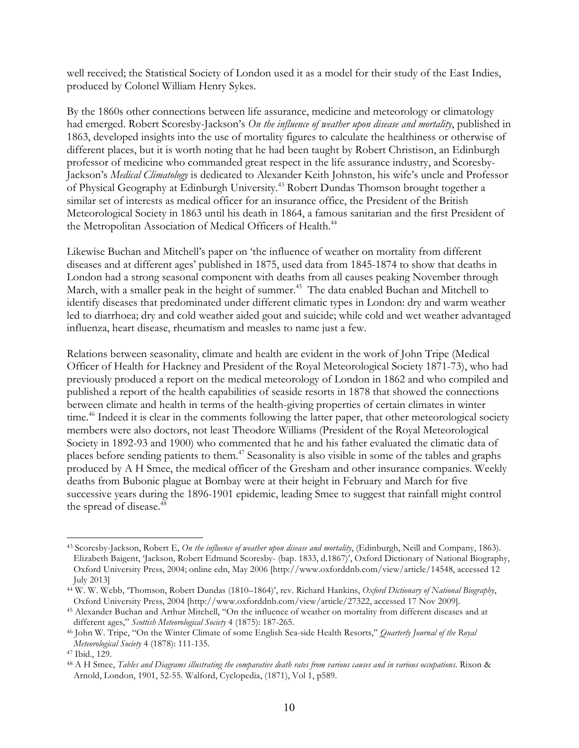well received; the Statistical Society of London used it as a model for their study of the East Indies, produced by Colonel William Henry Sykes.

By the 1860s other connections between life assurance, medicine and meteorology or climatology had emerged. Robert Scoresby-Jackson's *On the influence of weather upon disease and mortality*, published in 1863, developed insights into the use of mortality figures to calculate the healthiness or otherwise of different places, but it is worth noting that he had been taught by Robert Christison, an Edinburgh professor of medicine who commanded great respect in the life assurance industry, and Scoresby-Jackson's *Medical Climatology* is dedicated to Alexander Keith Johnston, his wife's uncle and Professor of Physical Geography at Edinburgh University.[43] Robert Dundas Thomson brought together a similar set of interests as medical officer for an insurance office, the President of the British Meteorological Society in 1863 until his death in 1864, a famous sanitarian and the first President of the Metropolitan Association of Medical Officers of Health.[44]

Likewise Buchan and Mitchell's paper on 'the influence of weather on mortality from different diseases and at different ages' published in 1875, used data from 1845-1874 to show that deaths in London had a strong seasonal component with deaths from all causes peaking November through March, with a smaller peak in the height of summer.[45] The data enabled Buchan and Mitchell to identify diseases that predominated under different climatic types in London: dry and warm weather led to diarrhoea; dry and cold weather aided gout and suicide; while cold and wet weather advantaged influenza, heart disease, rheumatism and measles to name just a few.

Relations between seasonality, climate and health are evident in the work of John Tripe (Medical Officer of Health for Hackney and President of the Royal Meteorological Society 1871-73), who had previously produced a report on the medical meteorology of London in 1862 and who compiled and published a report of the health capabilities of seaside resorts in 1878 that showed the connections between climate and health in terms of the health-giving properties of certain climates in winter time.[46] Indeed it is clear in the comments following the latter paper, that other meteorological society members were also doctors, not least Theodore Williams (President of the Royal Meteorological Society in 1892-93 and 1900) who commented that he and his father evaluated the climatic data of places before sending patients to them.[47] Seasonality is also visible in some of the tables and graphs produced by A H Smee, the medical officer of the Gresham and other insurance companies. Weekly deaths from Bubonic plague at Bombay were at their height in February and March for five successive years during the 1896-1901 epidemic, leading Smee to suggest that rainfall might control the spread of disease.[48]

---

[43] Scoresby-Jackson, Robert E, *On the influence of weather upon disease and mortality*, (Edinburgh, Neill and Company, 1863). Elizabeth Baigent, 'Jackson, Robert Edmund Scoresby- (bap. 1833, d.1867)', Oxford Dictionary of National Biography, Oxford University Press, 2004; online edn, May 2006 [http://www.oxforddnb.com/view/article/14548, accessed 12 July 2013]

[44] W. W. Webb, 'Thomson, Robert Dundas (1810–1864)', rev. Richard Hankins, *Oxford Dictionary of National Biography*, Oxford University Press, 2004 [http://www.oxforddnb.com/view/article/27322, accessed 17 Nov 2009].

[45] Alexander Buchan and Arthur Mitchell, "On the influence of weather on mortality from different diseases and at different ages," *Scottish Meteorological Society* 4 (1875): 187-265.

[46] John W. Tripe, "On the Winter Climate of some English Sea-side Health Resorts," *Quarterly Journal of the Royal Meteorological Society* 4 (1878): 111-135.

[47] Ibid., 129.

[48] A H Smee, *Tables and Diagrams illustrating the comparative death rates from various causes and in various occupations*. Rixon & Arnold, London, 1901, 52-55. Walford, Cyclopedia, (1871), Vol 1, p589.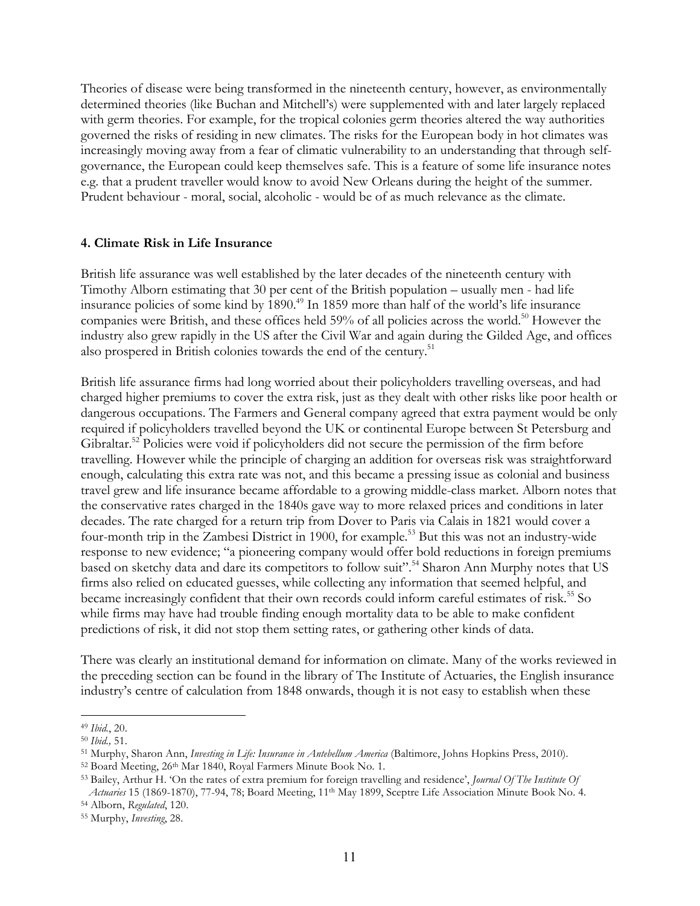Theories of disease were being transformed in the nineteenth century, however, as environmentally determined theories (like Buchan and Mitchell's) were supplemented with and later largely replaced with germ theories. For example, for the tropical colonies germ theories altered the way authorities governed the risks of residing in new climates. The risks for the European body in hot climates was increasingly moving away from a fear of climatic vulnerability to an understanding that through self-governance, the European could keep themselves safe. This is a feature of some life insurance notes e.g. that a prudent traveller would know to avoid New Orleans during the height of the summer. Prudent behaviour - moral, social, alcoholic - would be of as much relevance as the climate.

### 4. Climate Risk in Life Insurance

British life assurance was well established by the later decades of the nineteenth century with Timothy Alborn estimating that 30 per cent of the British population – usually men - had life insurance policies of some kind by 1890.[49] In 1859 more than half of the world's life insurance companies were British, and these offices held 59% of all policies across the world.[50] However the industry also grew rapidly in the US after the Civil War and again during the Gilded Age, and offices also prospered in British colonies towards the end of the century.[51]

British life assurance firms had long worried about their policyholders travelling overseas, and had charged higher premiums to cover the extra risk, just as they dealt with other risks like poor health or dangerous occupations. The Farmers and General company agreed that extra payment would be only required if policyholders travelled beyond the UK or continental Europe between St Petersburg and Gibraltar.[52] Policies were void if policyholders did not secure the permission of the firm before travelling. However while the principle of charging an addition for overseas risk was straightforward enough, calculating this extra rate was not, and this became a pressing issue as colonial and business travel grew and life insurance became affordable to a growing middle-class market. Alborn notes that the conservative rates charged in the 1840s gave way to more relaxed prices and conditions in later decades. The rate charged for a return trip from Dover to Paris via Calais in 1821 would cover a four-month trip in the Zambesi District in 1900, for example.[53] But this was not an industry-wide response to new evidence; "a pioneering company would offer bold reductions in foreign premiums based on sketchy data and dare its competitors to follow suit".[54] Sharon Ann Murphy notes that US firms also relied on educated guesses, while collecting any information that seemed helpful, and became increasingly confident that their own records could inform careful estimates of risk.[55] So while firms may have had trouble finding enough mortality data to be able to make confident predictions of risk, it did not stop them setting rates, or gathering other kinds of data.

There was clearly an institutional demand for information on climate. Many of the works reviewed in the preceding section can be found in the library of The Institute of Actuaries, the English insurance industry's centre of calculation from 1848 onwards, though it is not easy to establish when these

---

[49] *Ibid.*, 20.

[50] *Ibid.,* 51.

[51] Murphy, Sharon Ann, *Investing in Life: Insurance in Antebellum America* (Baltimore, Johns Hopkins Press, 2010).

[52] Board Meeting, 26th Mar 1840, Royal Farmers Minute Book No. 1.

[53] Bailey, Arthur H. 'On the rates of extra premium for foreign travelling and residence', *Journal Of The Institute Of Actuaries* 15 (1869-1870), 77-94, 78; Board Meeting, 11th May 1899, Sceptre Life Association Minute Book No. 4.

[54] Alborn, *Regulated*, 120.

[55] Murphy, *Investing*, 28.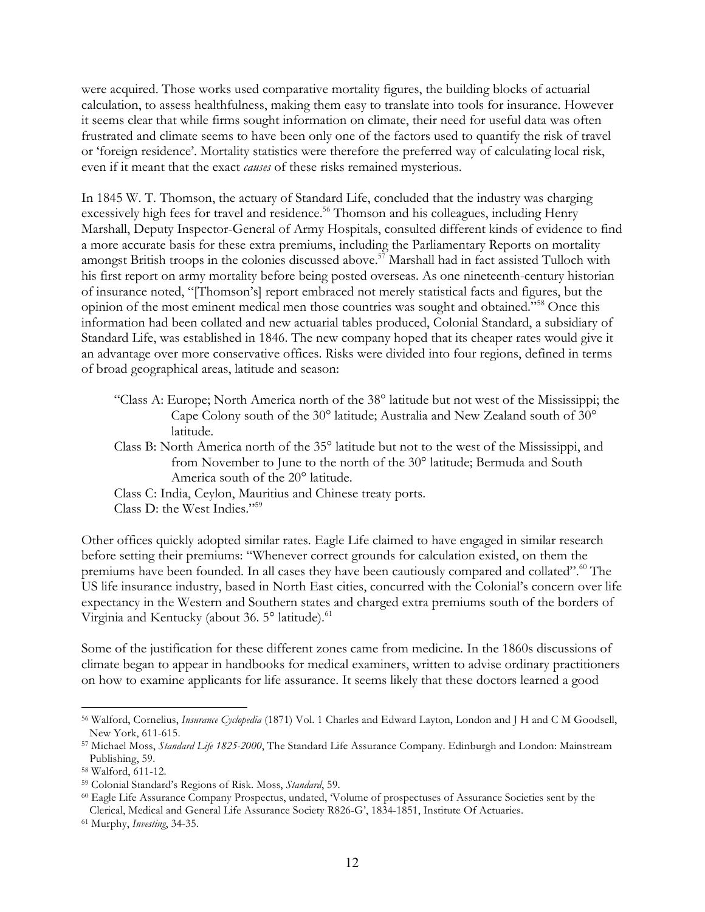were acquired. Those works used comparative mortality figures, the building blocks of actuarial calculation, to assess healthfulness, making them easy to translate into tools for insurance. However it seems clear that while firms sought information on climate, their need for useful data was often frustrated and climate seems to have been only one of the factors used to quantify the risk of travel or 'foreign residence'. Mortality statistics were therefore the preferred way of calculating local risk, even if it meant that the exact *causes* of these risks remained mysterious.

In 1845 W. T. Thomson, the actuary of Standard Life, concluded that the industry was charging excessively high fees for travel and residence.[56] Thomson and his colleagues, including Henry Marshall, Deputy Inspector-General of Army Hospitals, consulted different kinds of evidence to find a more accurate basis for these extra premiums, including the Parliamentary Reports on mortality amongst British troops in the colonies discussed above.[57] Marshall had in fact assisted Tulloch with his first report on army mortality before being posted overseas. As one nineteenth-century historian of insurance noted, "[Thomson's] report embraced not merely statistical facts and figures, but the opinion of the most eminent medical men those countries was sought and obtained."[58] Once this information had been collated and new actuarial tables produced, Colonial Standard, a subsidiary of Standard Life, was established in 1846. The new company hoped that its cheaper rates would give it an advantage over more conservative offices. Risks were divided into four regions, defined in terms of broad geographical areas, latitude and season:

> "Class A: Europe; North America north of the 38° latitude but not west of the Mississippi; the Cape Colony south of the 30° latitude; Australia and New Zealand south of 30° latitude.
>
> Class B: North America north of the 35° latitude but not to the west of the Mississippi, and from November to June to the north of the 30° latitude; Bermuda and South America south of the 20° latitude.
>
> Class C: India, Ceylon, Mauritius and Chinese treaty ports.
>
> Class D: the West Indies."[59]

Other offices quickly adopted similar rates. Eagle Life claimed to have engaged in similar research before setting their premiums: "Whenever correct grounds for calculation existed, on them the premiums have been founded. In all cases they have been cautiously compared and collated".[60] The US life insurance industry, based in North East cities, concurred with the Colonial's concern over life expectancy in the Western and Southern states and charged extra premiums south of the borders of Virginia and Kentucky (about 36. 5° latitude).[61]

Some of the justification for these different zones came from medicine. In the 1860s discussions of climate began to appear in handbooks for medical examiners, written to advise ordinary practitioners on how to examine applicants for life assurance. It seems likely that these doctors learned a good

---

[56] Walford, Cornelius, *Insurance Cyclopedia* (1871) Vol. 1 Charles and Edward Layton, London and J H and C M Goodsell, New York, 611-615.

[57] Michael Moss, *Standard Life 1825-2000*, The Standard Life Assurance Company. Edinburgh and London: Mainstream Publishing, 59.

[58] Walford, 611-12.

[59] Colonial Standard's Regions of Risk. Moss, *Standard*, 59.

[60] Eagle Life Assurance Company Prospectus, undated, 'Volume of prospectuses of Assurance Societies sent by the Clerical, Medical and General Life Assurance Society R826-G', 1834-1851, Institute Of Actuaries.

[61] Murphy, *Investing*, 34-35.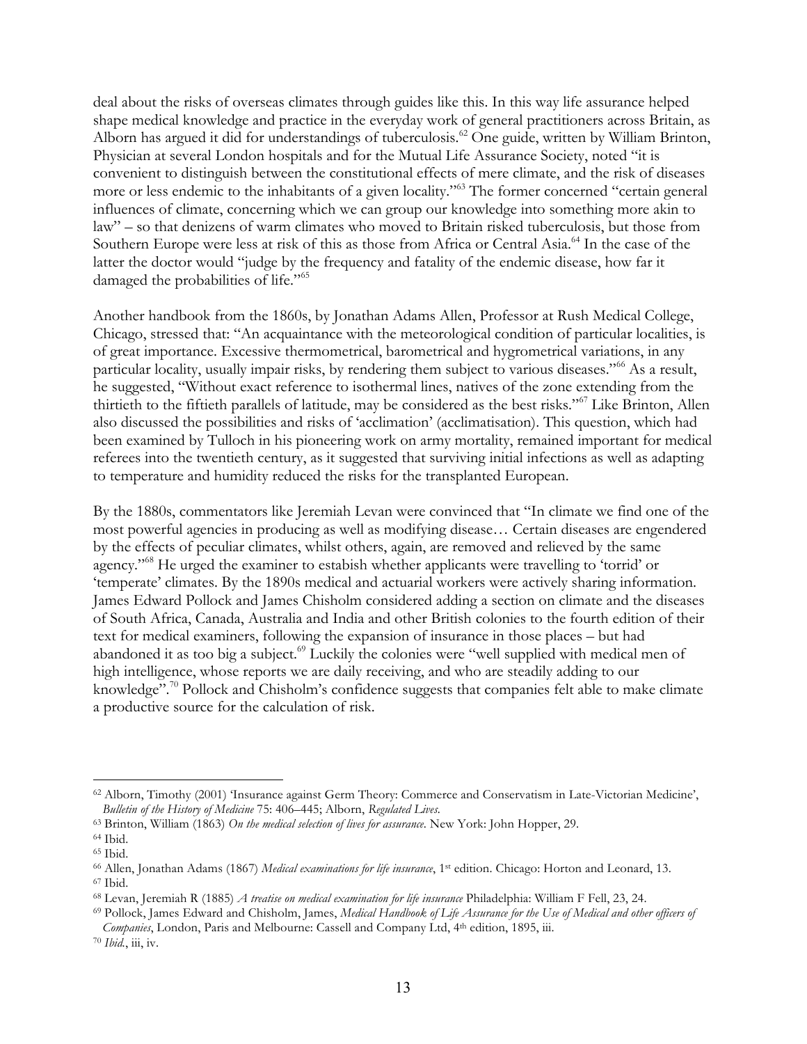deal about the risks of overseas climates through guides like this. In this way life assurance helped shape medical knowledge and practice in the everyday work of general practitioners across Britain, as Alborn has argued it did for understandings of tuberculosis.[62] One guide, written by William Brinton, Physician at several London hospitals and for the Mutual Life Assurance Society, noted "it is convenient to distinguish between the constitutional effects of mere climate, and the risk of diseases more or less endemic to the inhabitants of a given locality."[63] The former concerned "certain general influences of climate, concerning which we can group our knowledge into something more akin to law" – so that denizens of warm climates who moved to Britain risked tuberculosis, but those from Southern Europe were less at risk of this as those from Africa or Central Asia.[64] In the case of the latter the doctor would "judge by the frequency and fatality of the endemic disease, how far it damaged the probabilities of life."[65]

Another handbook from the 1860s, by Jonathan Adams Allen, Professor at Rush Medical College, Chicago, stressed that: "An acquaintance with the meteorological condition of particular localities, is of great importance. Excessive thermometrical, barometrical and hygrometrical variations, in any particular locality, usually impair risks, by rendering them subject to various diseases."[66] As a result, he suggested, "Without exact reference to isothermal lines, natives of the zone extending from the thirtieth to the fiftieth parallels of latitude, may be considered as the best risks."[67] Like Brinton, Allen also discussed the possibilities and risks of 'acclimation' (acclimatisation). This question, which had been examined by Tulloch in his pioneering work on army mortality, remained important for medical referees into the twentieth century, as it suggested that surviving initial infections as well as adapting to temperature and humidity reduced the risks for the transplanted European.

By the 1880s, commentators like Jeremiah Levan were convinced that "In climate we find one of the most powerful agencies in producing as well as modifying disease… Certain diseases are engendered by the effects of peculiar climates, whilst others, again, are removed and relieved by the same agency."[68] He urged the examiner to estabish whether applicants were travelling to 'torrid' or 'temperate' climates. By the 1890s medical and actuarial workers were actively sharing information. James Edward Pollock and James Chisholm considered adding a section on climate and the diseases of South Africa, Canada, Australia and India and other British colonies to the fourth edition of their text for medical examiners, following the expansion of insurance in those places – but had abandoned it as too big a subject.[69] Luckily the colonies were "well supplied with medical men of high intelligence, whose reports we are daily receiving, and who are steadily adding to our knowledge".[70] Pollock and Chisholm's confidence suggests that companies felt able to make climate a productive source for the calculation of risk.

---

[62] Alborn, Timothy (2001) 'Insurance against Germ Theory: Commerce and Conservatism in Late-Victorian Medicine', *Bulletin of the History of Medicine* 75: 406–445; Alborn, *Regulated Lives.*

[63] Brinton, William (1863) *On the medical selection of lives for assurance*. New York: John Hopper, 29.

[64] Ibid.

[65] Ibid.

[66] Allen, Jonathan Adams (1867) *Medical examinations for life insurance*, 1st edition. Chicago: Horton and Leonard, 13.

[67] Ibid.

[68] Levan, Jeremiah R (1885) *A treatise on medical examination for life insurance* Philadelphia: William F Fell, 23, 24.

[69] Pollock, James Edward and Chisholm, James, *Medical Handbook of Life Assurance for the Use of Medical and other officers of Companies*, London, Paris and Melbourne: Cassell and Company Ltd, 4th edition, 1895, iii.

[70] *Ibid.*, iii, iv.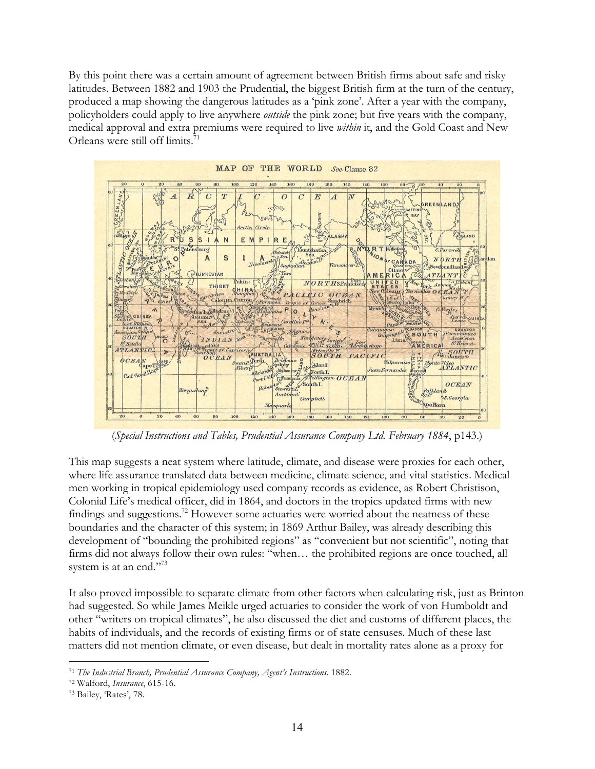By this point there was a certain amount of agreement between British firms about safe and risky latitudes. Between 1882 and 1903 the Prudential, the biggest British firm at the turn of the century, produced a map showing the dangerous latitudes as a 'pink zone'. After a year with the company, policyholders could apply to live anywhere *outside* the pink zone; but five years with the company, medical approval and extra premiums were required to live *within* it, and the Gold Coast and New Orleans were still off limits.[71]

(*Special Instructions and Tables, Prudential Assurance Company Ltd. February 1884*, p143.)

This map suggests a neat system where latitude, climate, and disease were proxies for each other, where life assurance translated data between medicine, climate science, and vital statistics. Medical men working in tropical epidemiology used company records as evidence, as Robert Christison, Colonial Life's medical officer, did in 1864, and doctors in the tropics updated firms with new findings and suggestions.[72] However some actuaries were worried about the neatness of these boundaries and the character of this system; in 1869 Arthur Bailey, was already describing this development of "bounding the prohibited regions" as "convenient but not scientific", noting that firms did not always follow their own rules: "when… the prohibited regions are once touched, all system is at an end."[73]

It also proved impossible to separate climate from other factors when calculating risk, just as Brinton had suggested. So while James Meikle urged actuaries to consider the work of von Humboldt and other "writers on tropical climates", he also discussed the diet and customs of different places, the habits of individuals, and the records of existing firms or of state censuses. Much of these last matters did not mention climate, or even disease, but dealt in mortality rates alone as a proxy for

---

[71] *The Industrial Branch, Prudential Assurance Company, Agent's Instructions*. 1882.

[72] Walford, *Insurance*, 615-16.

[73] Bailey, 'Rates', 78.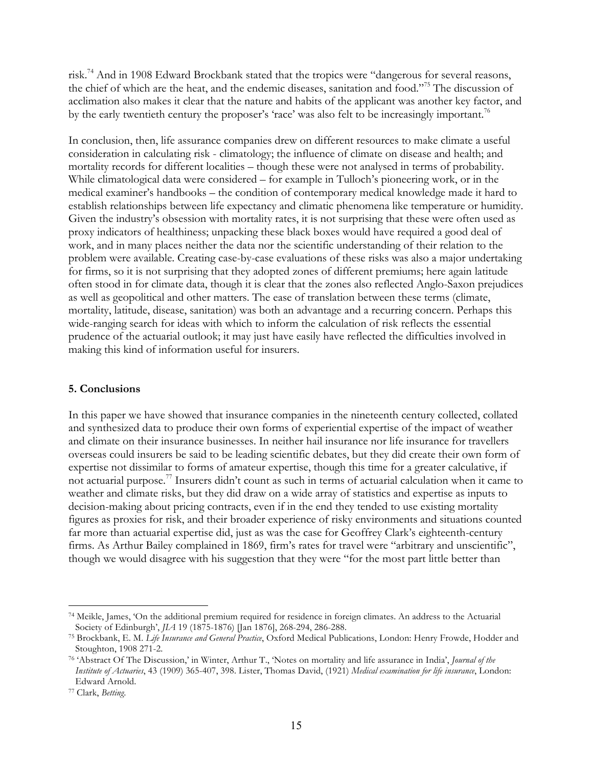risk.[74] And in 1908 Edward Brockbank stated that the tropics were "dangerous for several reasons, the chief of which are the heat, and the endemic diseases, sanitation and food."[75] The discussion of acclimation also makes it clear that the nature and habits of the applicant was another key factor, and by the early twentieth century the proposer's 'race' was also felt to be increasingly important.[76]

In conclusion, then, life assurance companies drew on different resources to make climate a useful consideration in calculating risk - climatology; the influence of climate on disease and health; and mortality records for different localities – though these were not analysed in terms of probability. While climatological data were considered – for example in Tulloch's pioneering work, or in the medical examiner's handbooks – the condition of contemporary medical knowledge made it hard to establish relationships between life expectancy and climatic phenomena like temperature or humidity. Given the industry's obsession with mortality rates, it is not surprising that these were often used as proxy indicators of healthiness; unpacking these black boxes would have required a good deal of work, and in many places neither the data nor the scientific understanding of their relation to the problem were available. Creating case-by-case evaluations of these risks was also a major undertaking for firms, so it is not surprising that they adopted zones of different premiums; here again latitude often stood in for climate data, though it is clear that the zones also reflected Anglo-Saxon prejudices as well as geopolitical and other matters. The ease of translation between these terms (climate, mortality, latitude, disease, sanitation) was both an advantage and a recurring concern. Perhaps this wide-ranging search for ideas with which to inform the calculation of risk reflects the essential prudence of the actuarial outlook; it may just have easily have reflected the difficulties involved in making this kind of information useful for insurers.

## 5. Conclusions

In this paper we have showed that insurance companies in the nineteenth century collected, collated and synthesized data to produce their own forms of experiential expertise of the impact of weather and climate on their insurance businesses. In neither hail insurance nor life insurance for travellers overseas could insurers be said to be leading scientific debates, but they did create their own form of expertise not dissimilar to forms of amateur expertise, though this time for a greater calculative, if not actuarial purpose.[77] Insurers didn't count as such in terms of actuarial calculation when it came to weather and climate risks, but they did draw on a wide array of statistics and expertise as inputs to decision-making about pricing contracts, even if in the end they tended to use existing mortality figures as proxies for risk, and their broader experience of risky environments and situations counted far more than actuarial expertise did, just as was the case for Geoffrey Clark's eighteenth-century firms. As Arthur Bailey complained in 1869, firm's rates for travel were "arbitrary and unscientific", though we would disagree with his suggestion that they were "for the most part little better than

---

[74] Meikle, James, 'On the additional premium required for residence in foreign climates. An address to the Actuarial Society of Edinburgh', *JIA* 19 (1875-1876) [Jan 1876], 268-294, 286-288.

[75] Brockbank, E. M. *Life Insurance and General Practice*, Oxford Medical Publications, London: Henry Frowde, Hodder and Stoughton, 1908 271-2.

[76] 'Abstract Of The Discussion,' in Winter, Arthur T., 'Notes on mortality and life assurance in India', *Journal of the Institute of Actuaries*, 43 (1909) 365-407, 398. Lister, Thomas David, (1921) *Medical examination for life insurance*, London: Edward Arnold.

[77] Clark, *Betting*.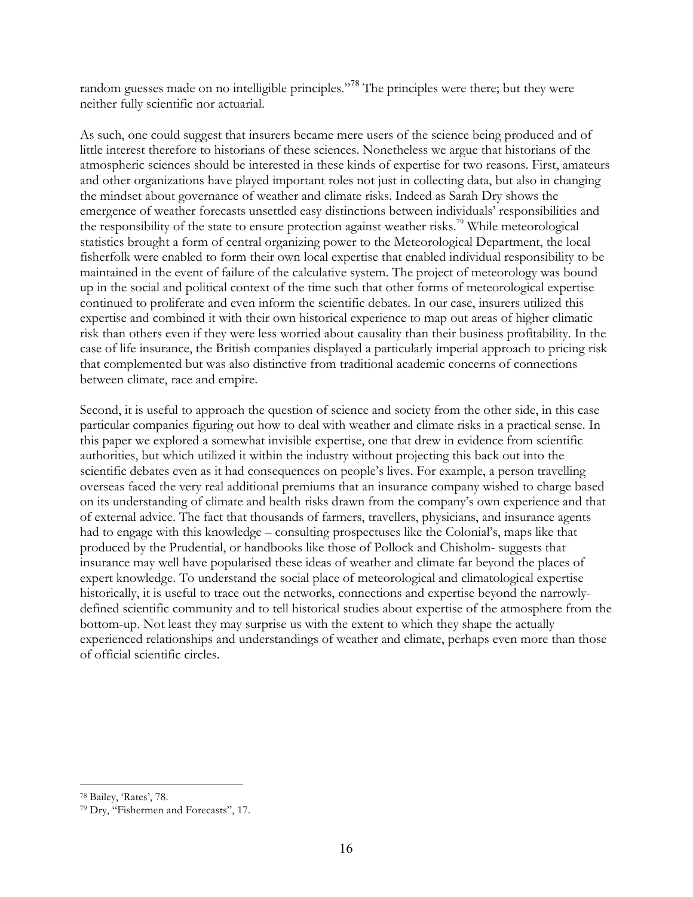random guesses made on no intelligible principles."[78] The principles were there; but they were neither fully scientific nor actuarial.

As such, one could suggest that insurers became mere users of the science being produced and of little interest therefore to historians of these sciences. Nonetheless we argue that historians of the atmospheric sciences should be interested in these kinds of expertise for two reasons. First, amateurs and other organizations have played important roles not just in collecting data, but also in changing the mindset about governance of weather and climate risks. Indeed as Sarah Dry shows the emergence of weather forecasts unsettled easy distinctions between individuals' responsibilities and the responsibility of the state to ensure protection against weather risks.[79] While meteorological statistics brought a form of central organizing power to the Meteorological Department, the local fisherfolk were enabled to form their own local expertise that enabled individual responsibility to be maintained in the event of failure of the calculative system. The project of meteorology was bound up in the social and political context of the time such that other forms of meteorological expertise continued to proliferate and even inform the scientific debates. In our case, insurers utilized this expertise and combined it with their own historical experience to map out areas of higher climatic risk than others even if they were less worried about causality than their business profitability. In the case of life insurance, the British companies displayed a particularly imperial approach to pricing risk that complemented but was also distinctive from traditional academic concerns of connections between climate, race and empire.

Second, it is useful to approach the question of science and society from the other side, in this case particular companies figuring out how to deal with weather and climate risks in a practical sense. In this paper we explored a somewhat invisible expertise, one that drew in evidence from scientific authorities, but which utilized it within the industry without projecting this back out into the scientific debates even as it had consequences on people's lives. For example, a person travelling overseas faced the very real additional premiums that an insurance company wished to charge based on its understanding of climate and health risks drawn from the company's own experience and that of external advice. The fact that thousands of farmers, travellers, physicians, and insurance agents had to engage with this knowledge – consulting prospectuses like the Colonial's, maps like that produced by the Prudential, or handbooks like those of Pollock and Chisholm- suggests that insurance may well have popularised these ideas of weather and climate far beyond the places of expert knowledge. To understand the social place of meteorological and climatological expertise historically, it is useful to trace out the networks, connections and expertise beyond the narrowly-defined scientific community and to tell historical studies about expertise of the atmosphere from the bottom-up. Not least they may surprise us with the extent to which they shape the actually experienced relationships and understandings of weather and climate, perhaps even more than those of official scientific circles.

---

[78] Bailey, 'Rates', 78.

[79] Dry, "Fishermen and Forecasts", 17.